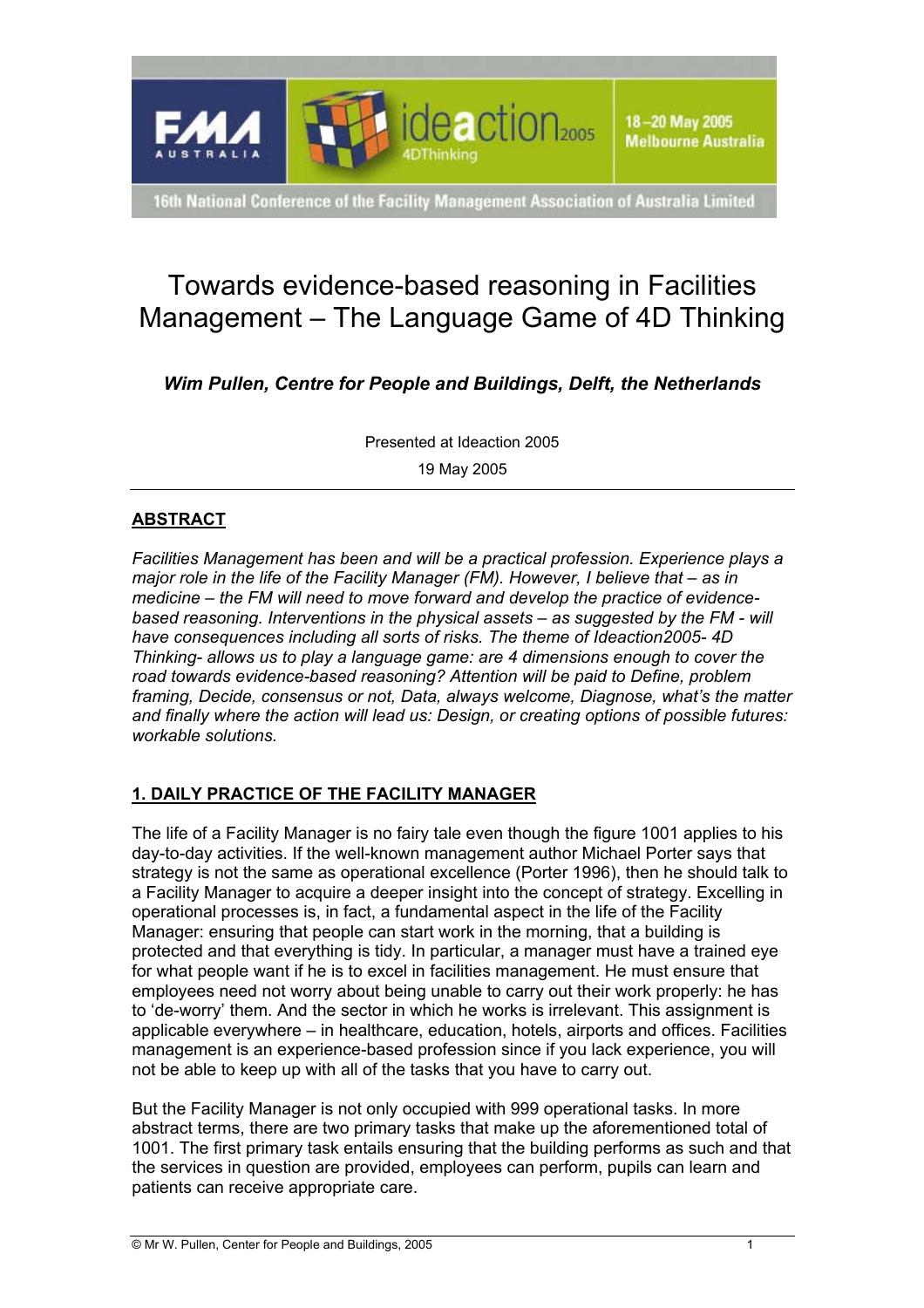# Towards evidence-based reasoning in Facilities Management – The Language Game of 4D Thinking

***Wim Pullen, Centre for People and Buildings, Delft, the Netherlands***

Presented at Ideaction 2005

19 May 2005

---

## ABSTRACT

*Facilities Management has been and will be a practical profession. Experience plays a major role in the life of the Facility Manager (FM). However, I believe that – as in medicine – the FM will need to move forward and develop the practice of evidence-based reasoning. Interventions in the physical assets – as suggested by the FM - will have consequences including all sorts of risks. The theme of Ideaction2005- 4D Thinking- allows us to play a language game: are 4 dimensions enough to cover the road towards evidence-based reasoning? Attention will be paid to Define, problem framing, Decide, consensus or not, Data, always welcome, Diagnose, what's the matter and finally where the action will lead us: Design, or creating options of possible futures: workable solutions.*

## 1. DAILY PRACTICE OF THE FACILITY MANAGER

The life of a Facility Manager is no fairy tale even though the figure 1001 applies to his day-to-day activities. If the well-known management author Michael Porter says that strategy is not the same as operational excellence (Porter 1996), then he should talk to a Facility Manager to acquire a deeper insight into the concept of strategy. Excelling in operational processes is, in fact, a fundamental aspect in the life of the Facility Manager: ensuring that people can start work in the morning, that a building is protected and that everything is tidy. In particular, a manager must have a trained eye for what people want if he is to excel in facilities management. He must ensure that employees need not worry about being unable to carry out their work properly: he has to 'de-worry' them. And the sector in which he works is irrelevant. This assignment is applicable everywhere – in healthcare, education, hotels, airports and offices. Facilities management is an experience-based profession since if you lack experience, you will not be able to keep up with all of the tasks that you have to carry out.

But the Facility Manager is not only occupied with 999 operational tasks. In more abstract terms, there are two primary tasks that make up the aforementioned total of 1001. The first primary task entails ensuring that the building performs as such and that the services in question are provided, employees can perform, pupils can learn and patients can receive appropriate care.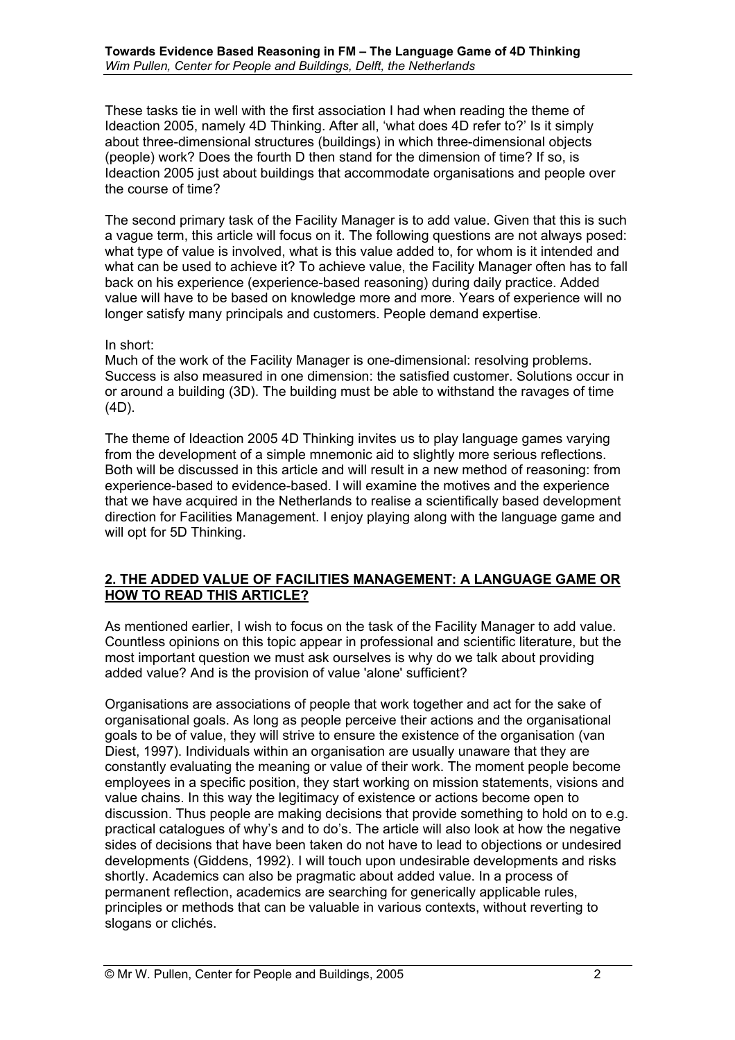These tasks tie in well with the first association I had when reading the theme of Ideaction 2005, namely 4D Thinking. After all, 'what does 4D refer to?' Is it simply about three-dimensional structures (buildings) in which three-dimensional objects (people) work? Does the fourth D then stand for the dimension of time? If so, is Ideaction 2005 just about buildings that accommodate organisations and people over the course of time?

The second primary task of the Facility Manager is to add value. Given that this is such a vague term, this article will focus on it. The following questions are not always posed: what type of value is involved, what is this value added to, for whom is it intended and what can be used to achieve it? To achieve value, the Facility Manager often has to fall back on his experience (experience-based reasoning) during daily practice. Added value will have to be based on knowledge more and more. Years of experience will no longer satisfy many principals and customers. People demand expertise.

In short:
Much of the work of the Facility Manager is one-dimensional: resolving problems. Success is also measured in one dimension: the satisfied customer. Solutions occur in or around a building (3D). The building must be able to withstand the ravages of time (4D).

The theme of Ideaction 2005 4D Thinking invites us to play language games varying from the development of a simple mnemonic aid to slightly more serious reflections. Both will be discussed in this article and will result in a new method of reasoning: from experience-based to evidence-based. I will examine the motives and the experience that we have acquired in the Netherlands to realise a scientifically based development direction for Facilities Management. I enjoy playing along with the language game and will opt for 5D Thinking.

## 2. THE ADDED VALUE OF FACILITIES MANAGEMENT: A LANGUAGE GAME OR HOW TO READ THIS ARTICLE?

As mentioned earlier, I wish to focus on the task of the Facility Manager to add value. Countless opinions on this topic appear in professional and scientific literature, but the most important question we must ask ourselves is why do we talk about providing added value? And is the provision of value 'alone' sufficient?

Organisations are associations of people that work together and act for the sake of organisational goals. As long as people perceive their actions and the organisational goals to be of value, they will strive to ensure the existence of the organisation (van Diest, 1997). Individuals within an organisation are usually unaware that they are constantly evaluating the meaning or value of their work. The moment people become employees in a specific position, they start working on mission statements, visions and value chains. In this way the legitimacy of existence or actions become open to discussion. Thus people are making decisions that provide something to hold on to e.g. practical catalogues of why's and to do's. The article will also look at how the negative sides of decisions that have been taken do not have to lead to objections or undesired developments (Giddens, 1992). I will touch upon undesirable developments and risks shortly. Academics can also be pragmatic about added value. In a process of permanent reflection, academics are searching for generically applicable rules, principles or methods that can be valuable in various contexts, without reverting to slogans or clichés.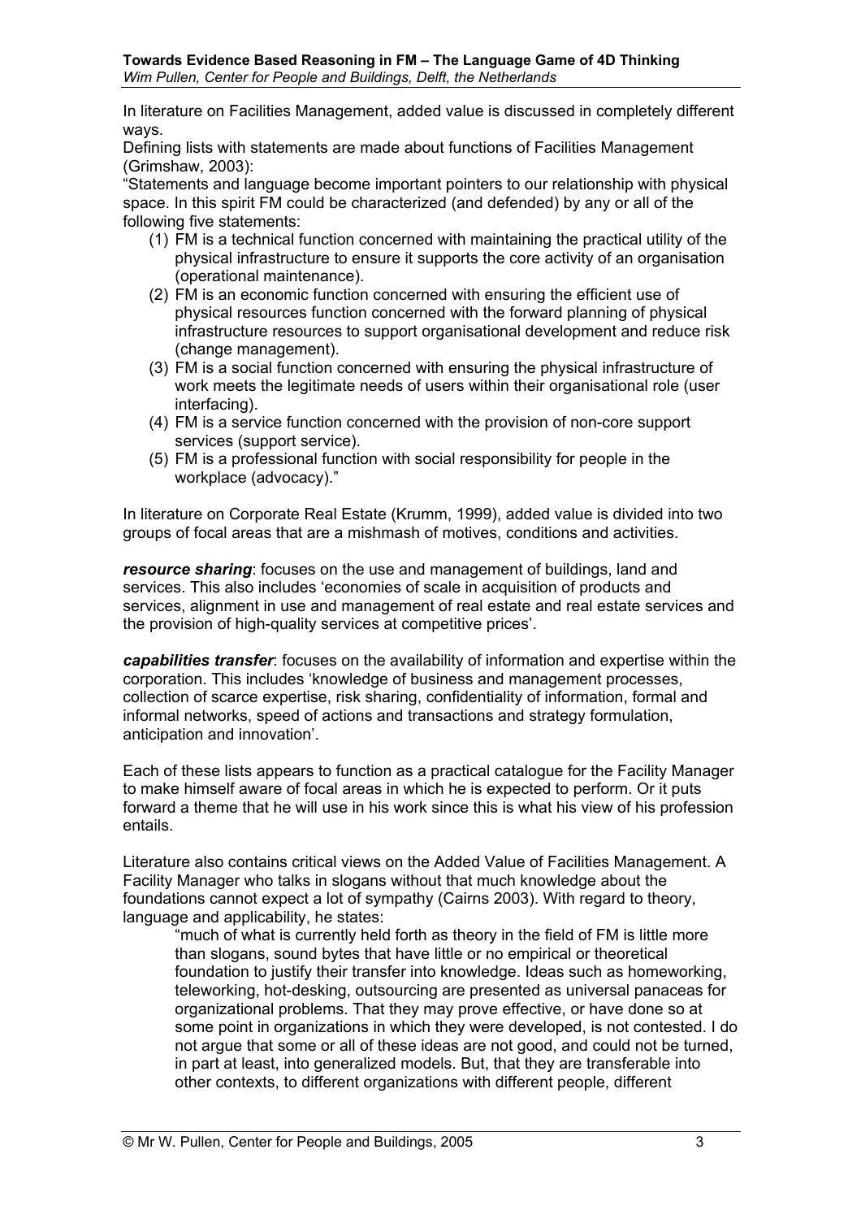In literature on Facilities Management, added value is discussed in completely different ways.

Defining lists with statements are made about functions of Facilities Management (Grimshaw, 2003):

"Statements and language become important pointers to our relationship with physical space. In this spirit FM could be characterized (and defended) by any or all of the following five statements:

1. FM is a technical function concerned with maintaining the practical utility of the physical infrastructure to ensure it supports the core activity of an organisation (operational maintenance).
2. FM is an economic function concerned with ensuring the efficient use of physical resources function concerned with the forward planning of physical infrastructure resources to support organisational development and reduce risk (change management).
3. FM is a social function concerned with ensuring the physical infrastructure of work meets the legitimate needs of users within their organisational role (user interfacing).
4. FM is a service function concerned with the provision of non-core support services (support service).
5. FM is a professional function with social responsibility for people in the workplace (advocacy)."

In literature on Corporate Real Estate (Krumm, 1999), added value is divided into two groups of focal areas that are a mishmash of motives, conditions and activities.

***resource sharing***: focuses on the use and management of buildings, land and services. This also includes 'economies of scale in acquisition of products and services, alignment in use and management of real estate and real estate services and the provision of high-quality services at competitive prices'.

***capabilities transfer***: focuses on the availability of information and expertise within the corporation. This includes 'knowledge of business and management processes, collection of scarce expertise, risk sharing, confidentiality of information, formal and informal networks, speed of actions and transactions and strategy formulation, anticipation and innovation'.

Each of these lists appears to function as a practical catalogue for the Facility Manager to make himself aware of focal areas in which he is expected to perform. Or it puts forward a theme that he will use in his work since this is what his view of his profession entails.

Literature also contains critical views on the Added Value of Facilities Management. A Facility Manager who talks in slogans without that much knowledge about the foundations cannot expect a lot of sympathy (Cairns 2003). With regard to theory, language and applicability, he states:

> "much of what is currently held forth as theory in the field of FM is little more than slogans, sound bytes that have little or no empirical or theoretical foundation to justify their transfer into knowledge. Ideas such as homeworking, teleworking, hot-desking, outsourcing are presented as universal panaceas for organizational problems. That they may prove effective, or have done so at some point in organizations in which they were developed, is not contested. I do not argue that some or all of these ideas are not good, and could not be turned, in part at least, into generalized models. But, that they are transferable into other contexts, to different organizations with different people, different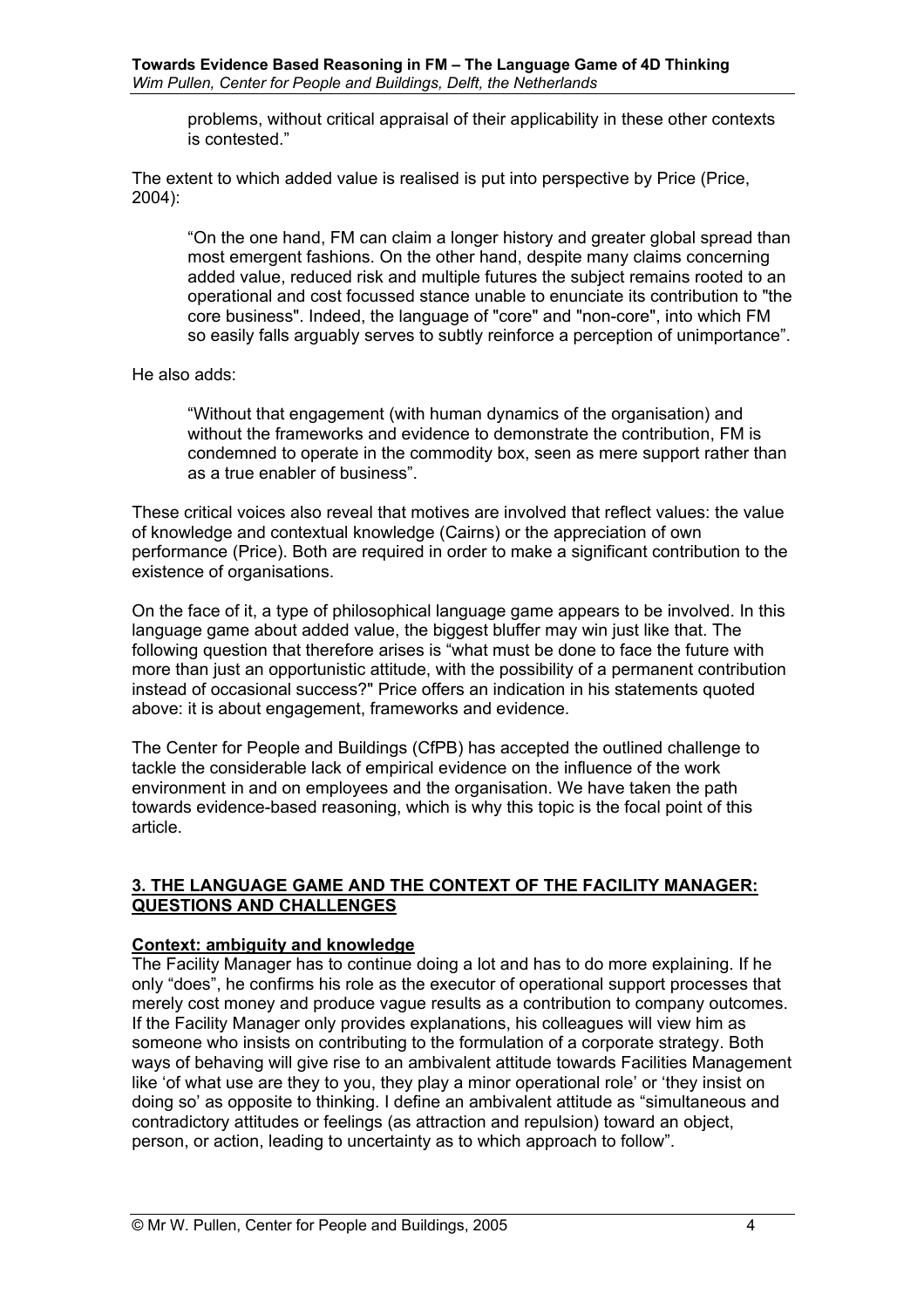> problems, without critical appraisal of their applicability in these other contexts is contested."

The extent to which added value is realised is put into perspective by Price (Price, 2004):

> "On the one hand, FM can claim a longer history and greater global spread than most emergent fashions. On the other hand, despite many claims concerning added value, reduced risk and multiple futures the subject remains rooted to an operational and cost focussed stance unable to enunciate its contribution to "the core business". Indeed, the language of "core" and "non-core", into which FM so easily falls arguably serves to subtly reinforce a perception of unimportance".

He also adds:

> "Without that engagement (with human dynamics of the organisation) and without the frameworks and evidence to demonstrate the contribution, FM is condemned to operate in the commodity box, seen as mere support rather than as a true enabler of business".

These critical voices also reveal that motives are involved that reflect values: the value of knowledge and contextual knowledge (Cairns) or the appreciation of own performance (Price). Both are required in order to make a significant contribution to the existence of organisations.

On the face of it, a type of philosophical language game appears to be involved. In this language game about added value, the biggest bluffer may win just like that. The following question that therefore arises is "what must be done to face the future with more than just an opportunistic attitude, with the possibility of a permanent contribution instead of occasional success?" Price offers an indication in his statements quoted above: it is about engagement, frameworks and evidence.

The Center for People and Buildings (CfPB) has accepted the outlined challenge to tackle the considerable lack of empirical evidence on the influence of the work environment in and on employees and the organisation. We have taken the path towards evidence-based reasoning, which is why this topic is the focal point of this article.

## 3. THE LANGUAGE GAME AND THE CONTEXT OF THE FACILITY MANAGER: QUESTIONS AND CHALLENGES

### Context: ambiguity and knowledge

The Facility Manager has to continue doing a lot and has to do more explaining. If he only "does", he confirms his role as the executor of operational support processes that merely cost money and produce vague results as a contribution to company outcomes. If the Facility Manager only provides explanations, his colleagues will view him as someone who insists on contributing to the formulation of a corporate strategy. Both ways of behaving will give rise to an ambivalent attitude towards Facilities Management like 'of what use are they to you, they play a minor operational role' or 'they insist on doing so' as opposite to thinking. I define an ambivalent attitude as "simultaneous and contradictory attitudes or feelings (as attraction and repulsion) toward an object, person, or action, leading to uncertainty as to which approach to follow".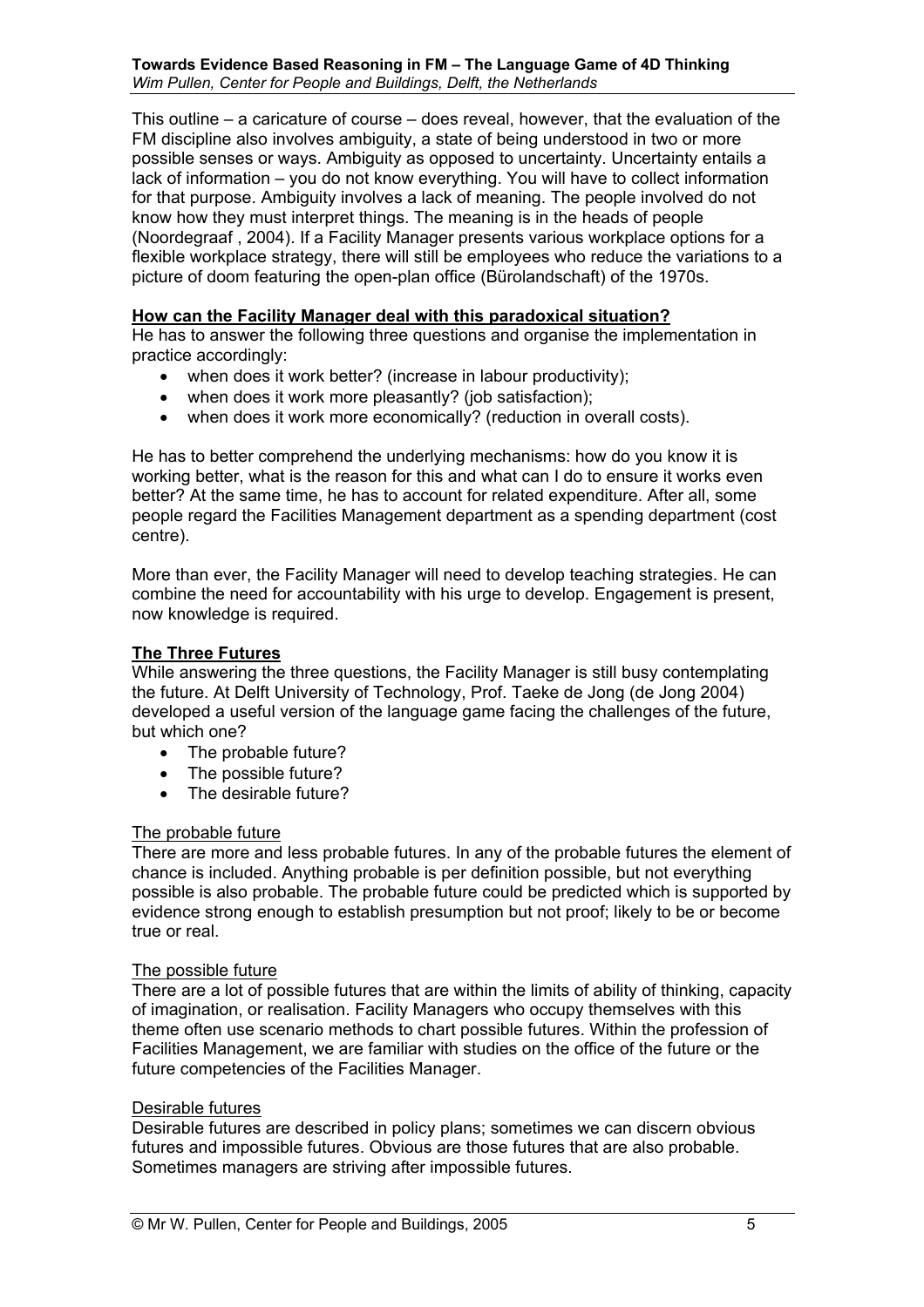This outline – a caricature of course – does reveal, however, that the evaluation of the FM discipline also involves ambiguity, a state of being understood in two or more possible senses or ways. Ambiguity as opposed to uncertainty. Uncertainty entails a lack of information – you do not know everything. You will have to collect information for that purpose. Ambiguity involves a lack of meaning. The people involved do not know how they must interpret things. The meaning is in the heads of people (Noordegraaf , 2004). If a Facility Manager presents various workplace options for a flexible workplace strategy, there will still be employees who reduce the variations to a picture of doom featuring the open-plan office (Bürolandschaft) of the 1970s.

**How can the Facility Manager deal with this paradoxical situation?**

He has to answer the following three questions and organise the implementation in practice accordingly:

- when does it work better? (increase in labour productivity);
- when does it work more pleasantly? (job satisfaction);
- when does it work more economically? (reduction in overall costs).

He has to better comprehend the underlying mechanisms: how do you know it is working better, what is the reason for this and what can I do to ensure it works even better? At the same time, he has to account for related expenditure. After all, some people regard the Facilities Management department as a spending department (cost centre).

More than ever, the Facility Manager will need to develop teaching strategies. He can combine the need for accountability with his urge to develop. Engagement is present, now knowledge is required.

**The Three Futures**

While answering the three questions, the Facility Manager is still busy contemplating the future. At Delft University of Technology, Prof. Taeke de Jong (de Jong 2004) developed a useful version of the language game facing the challenges of the future, but which one?

- The probable future?
- The possible future?
- The desirable future?

The probable future

There are more and less probable futures. In any of the probable futures the element of chance is included. Anything probable is per definition possible, but not everything possible is also probable. The probable future could be predicted which is supported by evidence strong enough to establish presumption but not proof; likely to be or become true or real.

The possible future

There are a lot of possible futures that are within the limits of ability of thinking, capacity of imagination, or realisation. Facility Managers who occupy themselves with this theme often use scenario methods to chart possible futures. Within the profession of Facilities Management, we are familiar with studies on the office of the future or the future competencies of the Facilities Manager.

Desirable futures

Desirable futures are described in policy plans; sometimes we can discern obvious futures and impossible futures. Obvious are those futures that are also probable. Sometimes managers are striving after impossible futures.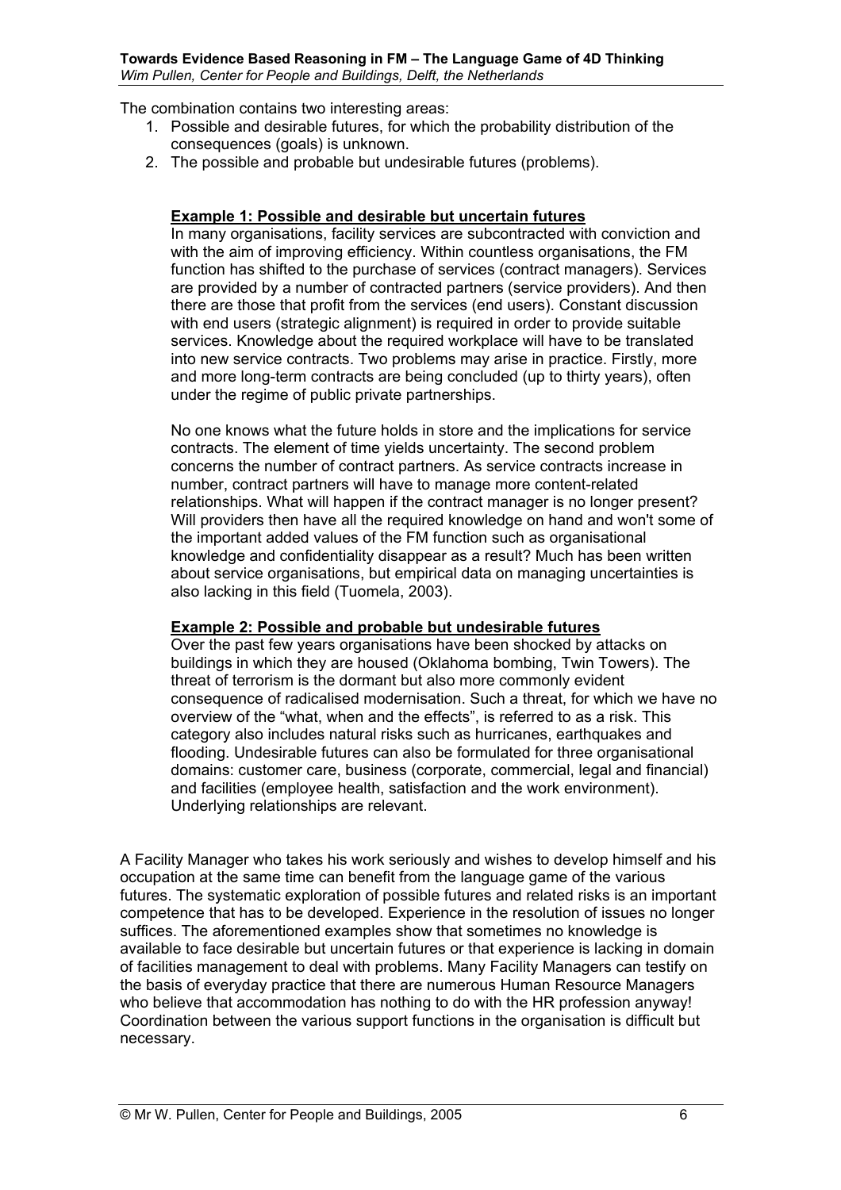The combination contains two interesting areas:

1. Possible and desirable futures, for which the probability distribution of the consequences (goals) is unknown.
2. The possible and probable but undesirable futures (problems).

> **Example 1: Possible and desirable but uncertain futures**
>
> In many organisations, facility services are subcontracted with conviction and with the aim of improving efficiency. Within countless organisations, the FM function has shifted to the purchase of services (contract managers). Services are provided by a number of contracted partners (service providers). And then there are those that profit from the services (end users). Constant discussion with end users (strategic alignment) is required in order to provide suitable services. Knowledge about the required workplace will have to be translated into new service contracts. Two problems may arise in practice. Firstly, more and more long-term contracts are being concluded (up to thirty years), often under the regime of public private partnerships.
>
> No one knows what the future holds in store and the implications for service contracts. The element of time yields uncertainty. The second problem concerns the number of contract partners. As service contracts increase in number, contract partners will have to manage more content-related relationships. What will happen if the contract manager is no longer present? Will providers then have all the required knowledge on hand and won't some of the important added values of the FM function such as organisational knowledge and confidentiality disappear as a result? Much has been written about service organisations, but empirical data on managing uncertainties is also lacking in this field (Tuomela, 2003).
>
> **Example 2: Possible and probable but undesirable futures**
>
> Over the past few years organisations have been shocked by attacks on buildings in which they are housed (Oklahoma bombing, Twin Towers). The threat of terrorism is the dormant but also more commonly evident consequence of radicalised modernisation. Such a threat, for which we have no overview of the "what, when and the effects", is referred to as a risk. This category also includes natural risks such as hurricanes, earthquakes and flooding. Undesirable futures can also be formulated for three organisational domains: customer care, business (corporate, commercial, legal and financial) and facilities (employee health, satisfaction and the work environment). Underlying relationships are relevant.

A Facility Manager who takes his work seriously and wishes to develop himself and his occupation at the same time can benefit from the language game of the various futures. The systematic exploration of possible futures and related risks is an important competence that has to be developed. Experience in the resolution of issues no longer suffices. The aforementioned examples show that sometimes no knowledge is available to face desirable but uncertain futures or that experience is lacking in domain of facilities management to deal with problems. Many Facility Managers can testify on the basis of everyday practice that there are numerous Human Resource Managers who believe that accommodation has nothing to do with the HR profession anyway! Coordination between the various support functions in the organisation is difficult but necessary.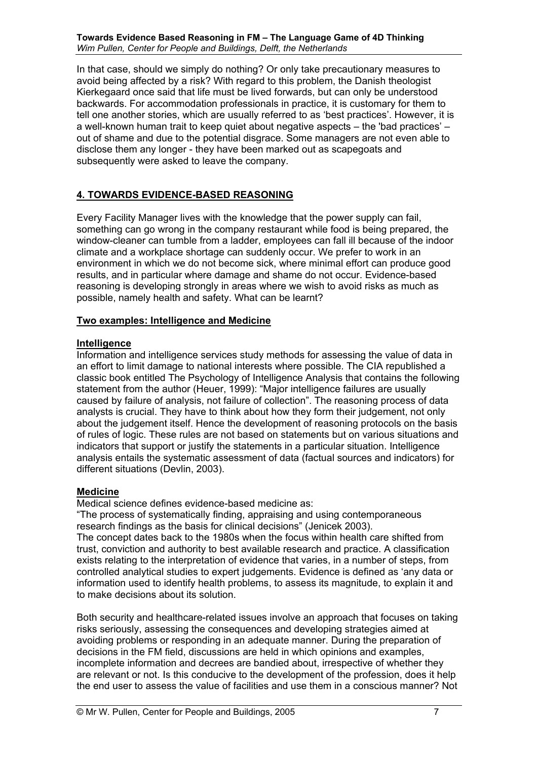In that case, should we simply do nothing? Or only take precautionary measures to avoid being affected by a risk? With regard to this problem, the Danish theologist Kierkegaard once said that life must be lived forwards, but can only be understood backwards. For accommodation professionals in practice, it is customary for them to tell one another stories, which are usually referred to as 'best practices'. However, it is a well-known human trait to keep quiet about negative aspects – the 'bad practices' – out of shame and due to the potential disgrace. Some managers are not even able to disclose them any longer - they have been marked out as scapegoats and subsequently were asked to leave the company.

## 4. TOWARDS EVIDENCE-BASED REASONING

Every Facility Manager lives with the knowledge that the power supply can fail, something can go wrong in the company restaurant while food is being prepared, the window-cleaner can tumble from a ladder, employees can fall ill because of the indoor climate and a workplace shortage can suddenly occur. We prefer to work in an environment in which we do not become sick, where minimal effort can produce good results, and in particular where damage and shame do not occur. Evidence-based reasoning is developing strongly in areas where we wish to avoid risks as much as possible, namely health and safety. What can be learnt?

### Two examples: Intelligence and Medicine

#### Intelligence

Information and intelligence services study methods for assessing the value of data in an effort to limit damage to national interests where possible. The CIA republished a classic book entitled The Psychology of Intelligence Analysis that contains the following statement from the author (Heuer, 1999): "Major intelligence failures are usually caused by failure of analysis, not failure of collection". The reasoning process of data analysts is crucial. They have to think about how they form their judgement, not only about the judgement itself. Hence the development of reasoning protocols on the basis of rules of logic. These rules are not based on statements but on various situations and indicators that support or justify the statements in a particular situation. Intelligence analysis entails the systematic assessment of data (factual sources and indicators) for different situations (Devlin, 2003).

#### Medicine

Medical science defines evidence-based medicine as:
"The process of systematically finding, appraising and using contemporaneous research findings as the basis for clinical decisions" (Jenicek 2003).
The concept dates back to the 1980s when the focus within health care shifted from trust, conviction and authority to best available research and practice. A classification exists relating to the interpretation of evidence that varies, in a number of steps, from controlled analytical studies to expert judgements. Evidence is defined as 'any data or information used to identify health problems, to assess its magnitude, to explain it and to make decisions about its solution.

Both security and healthcare-related issues involve an approach that focuses on taking risks seriously, assessing the consequences and developing strategies aimed at avoiding problems or responding in an adequate manner. During the preparation of decisions in the FM field, discussions are held in which opinions and examples, incomplete information and decrees are bandied about, irrespective of whether they are relevant or not. Is this conducive to the development of the profession, does it help the end user to assess the value of facilities and use them in a conscious manner? Not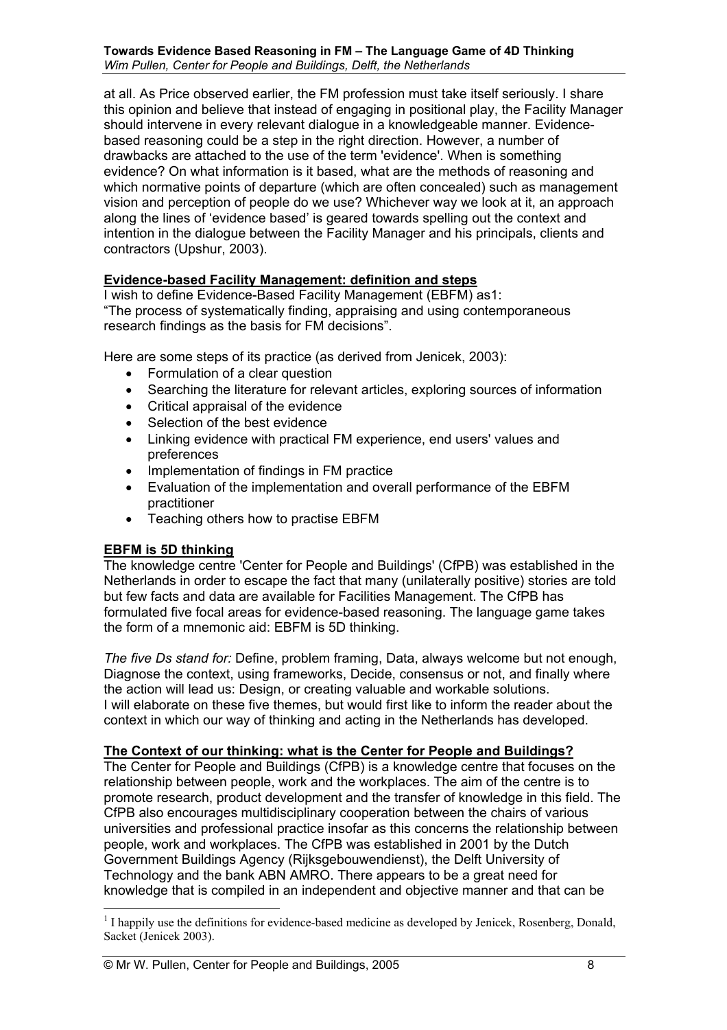at all. As Price observed earlier, the FM profession must take itself seriously. I share this opinion and believe that instead of engaging in positional play, the Facility Manager should intervene in every relevant dialogue in a knowledgeable manner. Evidence-based reasoning could be a step in the right direction. However, a number of drawbacks are attached to the use of the term 'evidence'. When is something evidence? On what information is it based, what are the methods of reasoning and which normative points of departure (which are often concealed) such as management vision and perception of people do we use? Whichever way we look at it, an approach along the lines of 'evidence based' is geared towards spelling out the context and intention in the dialogue between the Facility Manager and his principals, clients and contractors (Upshur, 2003).

## Evidence-based Facility Management: definition and steps

I wish to define Evidence-Based Facility Management (EBFM) as[1]:
"The process of systematically finding, appraising and using contemporaneous research findings as the basis for FM decisions".

Here are some steps of its practice (as derived from Jenicek, 2003):

- Formulation of a clear question
- Searching the literature for relevant articles, exploring sources of information
- Critical appraisal of the evidence
- Selection of the best evidence
- Linking evidence with practical FM experience, end users' values and preferences
- Implementation of findings in FM practice
- Evaluation of the implementation and overall performance of the EBFM practitioner
- Teaching others how to practise EBFM

## EBFM is 5D thinking

The knowledge centre 'Center for People and Buildings' (CfPB) was established in the Netherlands in order to escape the fact that many (unilaterally positive) stories are told but few facts and data are available for Facilities Management. The CfPB has formulated five focal areas for evidence-based reasoning. The language game takes the form of a mnemonic aid: EBFM is 5D thinking.

*The five Ds stand for:* Define, problem framing, Data, always welcome but not enough, Diagnose the context, using frameworks, Decide, consensus or not, and finally where the action will lead us: Design, or creating valuable and workable solutions.
I will elaborate on these five themes, but would first like to inform the reader about the context in which our way of thinking and acting in the Netherlands has developed.

## The Context of our thinking: what is the Center for People and Buildings?

The Center for People and Buildings (CfPB) is a knowledge centre that focuses on the relationship between people, work and the workplaces. The aim of the centre is to promote research, product development and the transfer of knowledge in this field. The CfPB also encourages multidisciplinary cooperation between the chairs of various universities and professional practice insofar as this concerns the relationship between people, work and workplaces. The CfPB was established in 2001 by the Dutch Government Buildings Agency (Rijksgebouwendienst), the Delft University of Technology and the bank ABN AMRO. There appears to be a great need for knowledge that is compiled in an independent and objective manner and that can be

[1] I happily use the definitions for evidence-based medicine as developed by Jenicek, Rosenberg, Donald, Sacket (Jenicek 2003).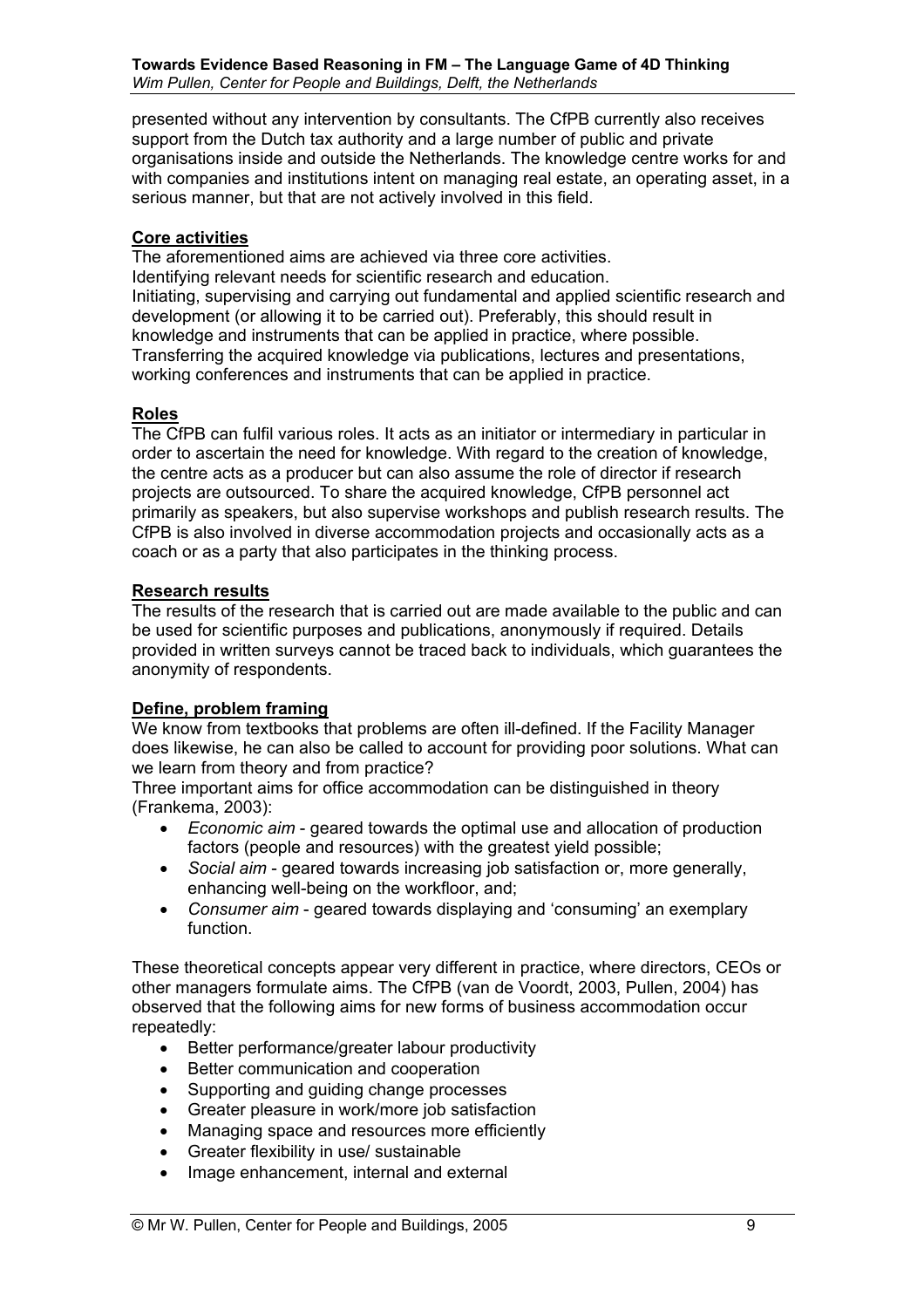presented without any intervention by consultants. The CfPB currently also receives support from the Dutch tax authority and a large number of public and private organisations inside and outside the Netherlands. The knowledge centre works for and with companies and institutions intent on managing real estate, an operating asset, in a serious manner, but that are not actively involved in this field.

## Core activities

The aforementioned aims are achieved via three core activities.
Identifying relevant needs for scientific research and education.
Initiating, supervising and carrying out fundamental and applied scientific research and development (or allowing it to be carried out). Preferably, this should result in knowledge and instruments that can be applied in practice, where possible.
Transferring the acquired knowledge via publications, lectures and presentations, working conferences and instruments that can be applied in practice.

## Roles

The CfPB can fulfil various roles. It acts as an initiator or intermediary in particular in order to ascertain the need for knowledge. With regard to the creation of knowledge, the centre acts as a producer but can also assume the role of director if research projects are outsourced. To share the acquired knowledge, CfPB personnel act primarily as speakers, but also supervise workshops and publish research results. The CfPB is also involved in diverse accommodation projects and occasionally acts as a coach or as a party that also participates in the thinking process.

## Research results

The results of the research that is carried out are made available to the public and can be used for scientific purposes and publications, anonymously if required. Details provided in written surveys cannot be traced back to individuals, which guarantees the anonymity of respondents.

## Define, problem framing

We know from textbooks that problems are often ill-defined. If the Facility Manager does likewise, he can also be called to account for providing poor solutions. What can we learn from theory and from practice?
Three important aims for office accommodation can be distinguished in theory (Frankema, 2003):

- *Economic aim* - geared towards the optimal use and allocation of production factors (people and resources) with the greatest yield possible;
- *Social aim* - geared towards increasing job satisfaction or, more generally, enhancing well-being on the workfloor, and;
- *Consumer aim* - geared towards displaying and 'consuming' an exemplary function.

These theoretical concepts appear very different in practice, where directors, CEOs or other managers formulate aims. The CfPB (van de Voordt, 2003, Pullen, 2004) has observed that the following aims for new forms of business accommodation occur repeatedly:

- Better performance/greater labour productivity
- Better communication and cooperation
- Supporting and guiding change processes
- Greater pleasure in work/more job satisfaction
- Managing space and resources more efficiently
- Greater flexibility in use/ sustainable
- Image enhancement, internal and external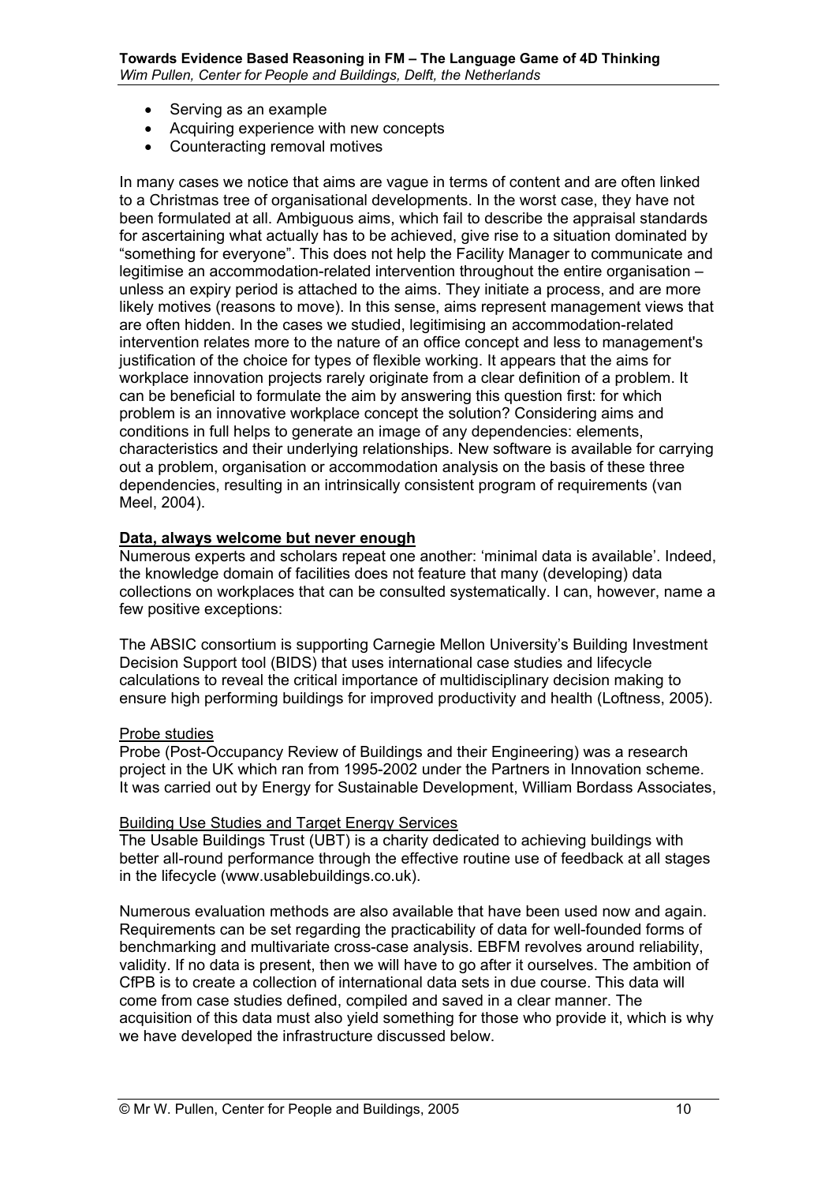- Serving as an example
- Acquiring experience with new concepts
- Counteracting removal motives

In many cases we notice that aims are vague in terms of content and are often linked to a Christmas tree of organisational developments. In the worst case, they have not been formulated at all. Ambiguous aims, which fail to describe the appraisal standards for ascertaining what actually has to be achieved, give rise to a situation dominated by "something for everyone". This does not help the Facility Manager to communicate and legitimise an accommodation-related intervention throughout the entire organisation – unless an expiry period is attached to the aims. They initiate a process, and are more likely motives (reasons to move). In this sense, aims represent management views that are often hidden. In the cases we studied, legitimising an accommodation-related intervention relates more to the nature of an office concept and less to management's justification of the choice for types of flexible working. It appears that the aims for workplace innovation projects rarely originate from a clear definition of a problem. It can be beneficial to formulate the aim by answering this question first: for which problem is an innovative workplace concept the solution? Considering aims and conditions in full helps to generate an image of any dependencies: elements, characteristics and their underlying relationships. New software is available for carrying out a problem, organisation or accommodation analysis on the basis of these three dependencies, resulting in an intrinsically consistent program of requirements (van Meel, 2004).

## Data, always welcome but never enough

Numerous experts and scholars repeat one another: 'minimal data is available'. Indeed, the knowledge domain of facilities does not feature that many (developing) data collections on workplaces that can be consulted systematically. I can, however, name a few positive exceptions:

The ABSIC consortium is supporting Carnegie Mellon University's Building Investment Decision Support tool (BIDS) that uses international case studies and lifecycle calculations to reveal the critical importance of multidisciplinary decision making to ensure high performing buildings for improved productivity and health (Loftness, 2005).

### Probe studies

Probe (Post-Occupancy Review of Buildings and their Engineering) was a research project in the UK which ran from 1995-2002 under the Partners in Innovation scheme. It was carried out by Energy for Sustainable Development, William Bordass Associates,

### Building Use Studies and Target Energy Services

The Usable Buildings Trust (UBT) is a charity dedicated to achieving buildings with better all-round performance through the effective routine use of feedback at all stages in the lifecycle (www.usablebuildings.co.uk).

Numerous evaluation methods are also available that have been used now and again. Requirements can be set regarding the practicability of data for well-founded forms of benchmarking and multivariate cross-case analysis. EBFM revolves around reliability, validity. If no data is present, then we will have to go after it ourselves. The ambition of CfPB is to create a collection of international data sets in due course. This data will come from case studies defined, compiled and saved in a clear manner. The acquisition of this data must also yield something for those who provide it, which is why we have developed the infrastructure discussed below.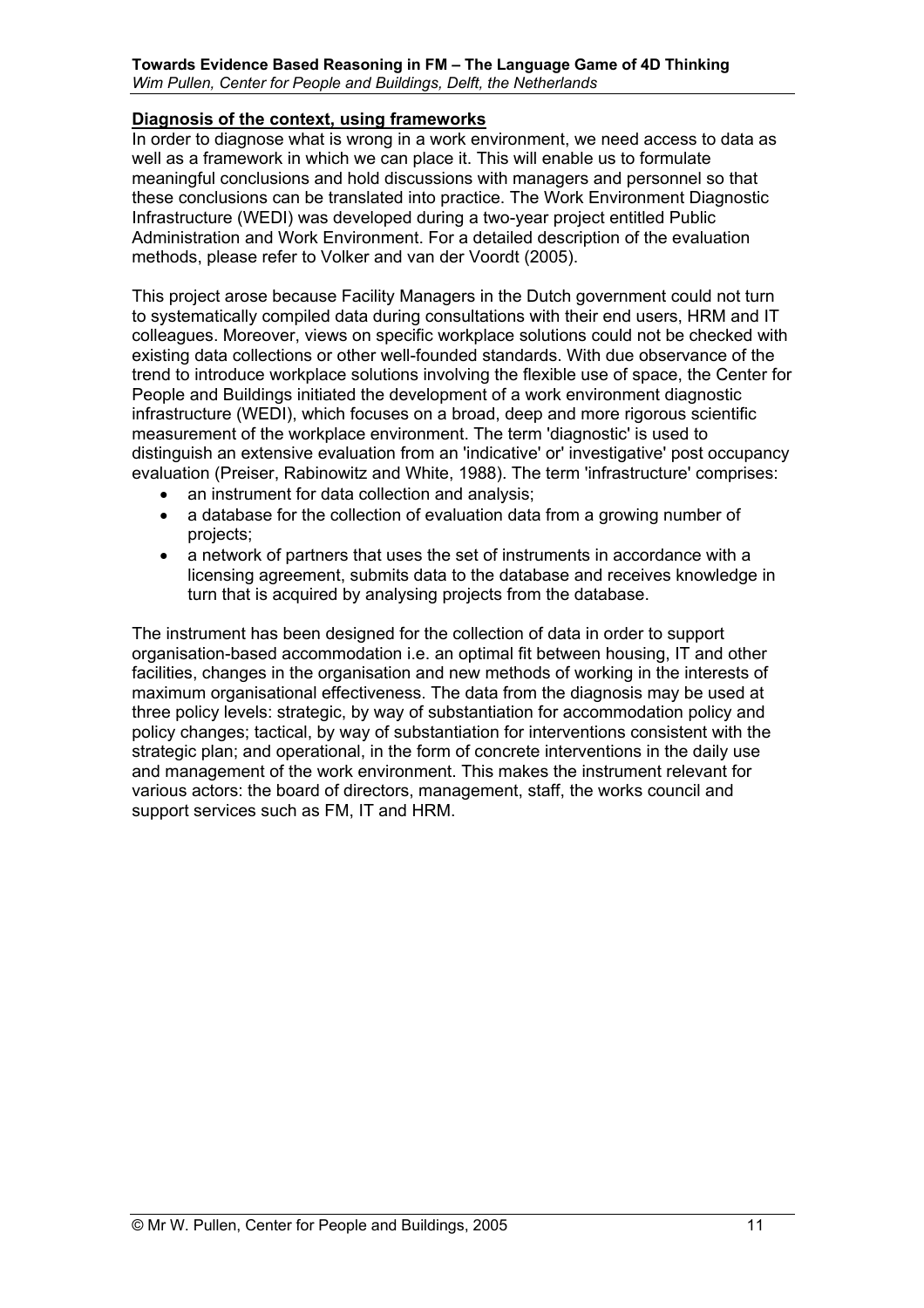**Diagnosis of the context, using frameworks**

In order to diagnose what is wrong in a work environment, we need access to data as well as a framework in which we can place it. This will enable us to formulate meaningful conclusions and hold discussions with managers and personnel so that these conclusions can be translated into practice. The Work Environment Diagnostic Infrastructure (WEDI) was developed during a two-year project entitled Public Administration and Work Environment. For a detailed description of the evaluation methods, please refer to Volker and van der Voordt (2005).

This project arose because Facility Managers in the Dutch government could not turn to systematically compiled data during consultations with their end users, HRM and IT colleagues. Moreover, views on specific workplace solutions could not be checked with existing data collections or other well-founded standards. With due observance of the trend to introduce workplace solutions involving the flexible use of space, the Center for People and Buildings initiated the development of a work environment diagnostic infrastructure (WEDI), which focuses on a broad, deep and more rigorous scientific measurement of the workplace environment. The term 'diagnostic' is used to distinguish an extensive evaluation from an 'indicative' or' investigative' post occupancy evaluation (Preiser, Rabinowitz and White, 1988). The term 'infrastructure' comprises:

- an instrument for data collection and analysis;
- a database for the collection of evaluation data from a growing number of projects;
- a network of partners that uses the set of instruments in accordance with a licensing agreement, submits data to the database and receives knowledge in turn that is acquired by analysing projects from the database.

The instrument has been designed for the collection of data in order to support organisation-based accommodation i.e. an optimal fit between housing, IT and other facilities, changes in the organisation and new methods of working in the interests of maximum organisational effectiveness. The data from the diagnosis may be used at three policy levels: strategic, by way of substantiation for accommodation policy and policy changes; tactical, by way of substantiation for interventions consistent with the strategic plan; and operational, in the form of concrete interventions in the daily use and management of the work environment. This makes the instrument relevant for various actors: the board of directors, management, staff, the works council and support services such as FM, IT and HRM.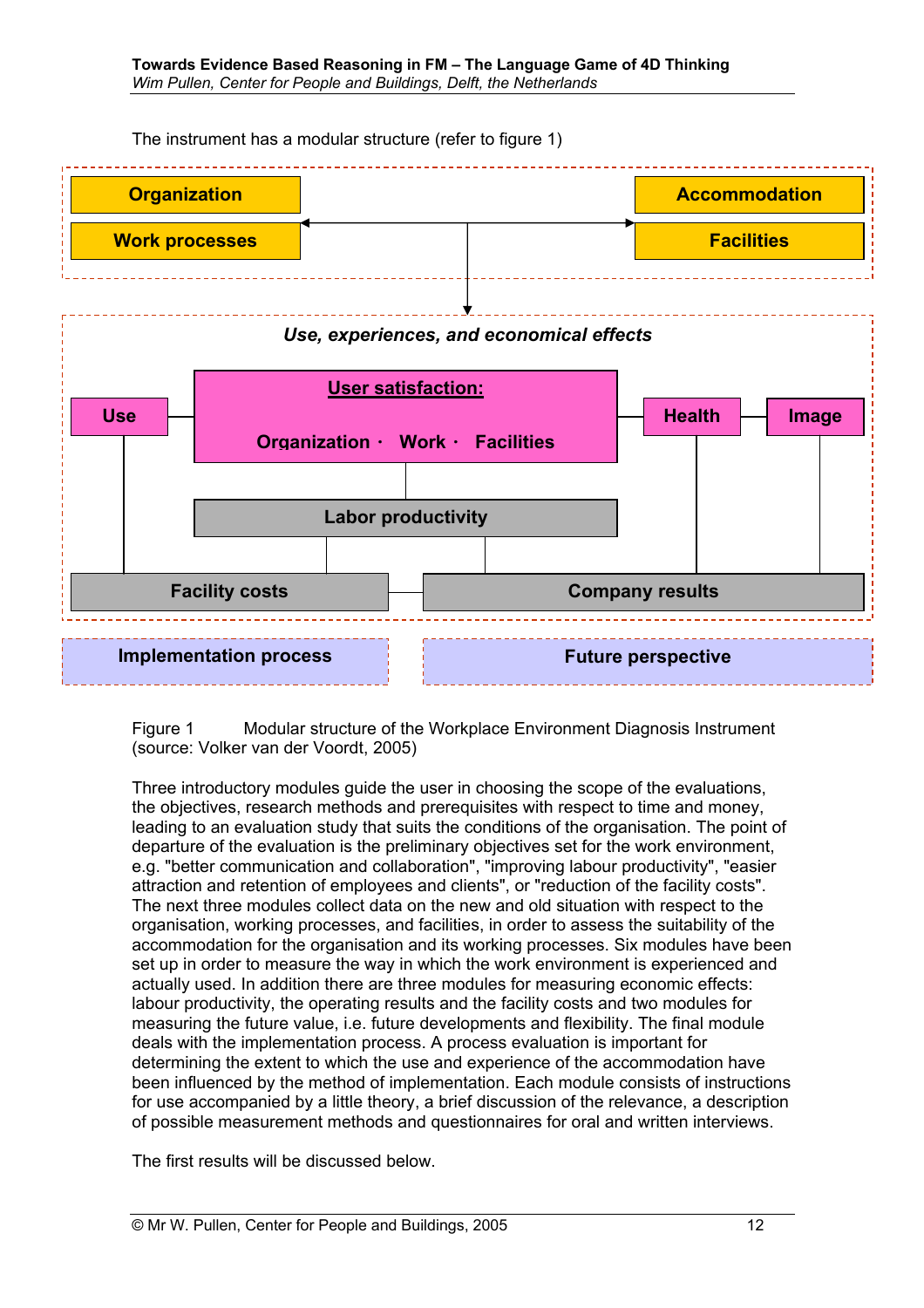The instrument has a modular structure (refer to figure 1)

Organization
Work processes

Accommodation
Facilities

*Use, experiences, and economical effects*

Use

User satisfaction:
Organization · Work · Facilities

Health

Image

Labor productivity

Facility costs

Company results

Implementation process

Future perspective

Figure 1 Modular structure of the Workplace Environment Diagnosis Instrument (source: Volker van der Voordt, 2005)

Three introductory modules guide the user in choosing the scope of the evaluations, the objectives, research methods and prerequisites with respect to time and money, leading to an evaluation study that suits the conditions of the organisation. The point of departure of the evaluation is the preliminary objectives set for the work environment, e.g. "better communication and collaboration", "improving labour productivity", "easier attraction and retention of employees and clients", or "reduction of the facility costs". The next three modules collect data on the new and old situation with respect to the organisation, working processes, and facilities, in order to assess the suitability of the accommodation for the organisation and its working processes. Six modules have been set up in order to measure the way in which the work environment is experienced and actually used. In addition there are three modules for measuring economic effects: labour productivity, the operating results and the facility costs and two modules for measuring the future value, i.e. future developments and flexibility. The final module deals with the implementation process. A process evaluation is important for determining the extent to which the use and experience of the accommodation have been influenced by the method of implementation. Each module consists of instructions for use accompanied by a little theory, a brief discussion of the relevance, a description of possible measurement methods and questionnaires for oral and written interviews.

The first results will be discussed below.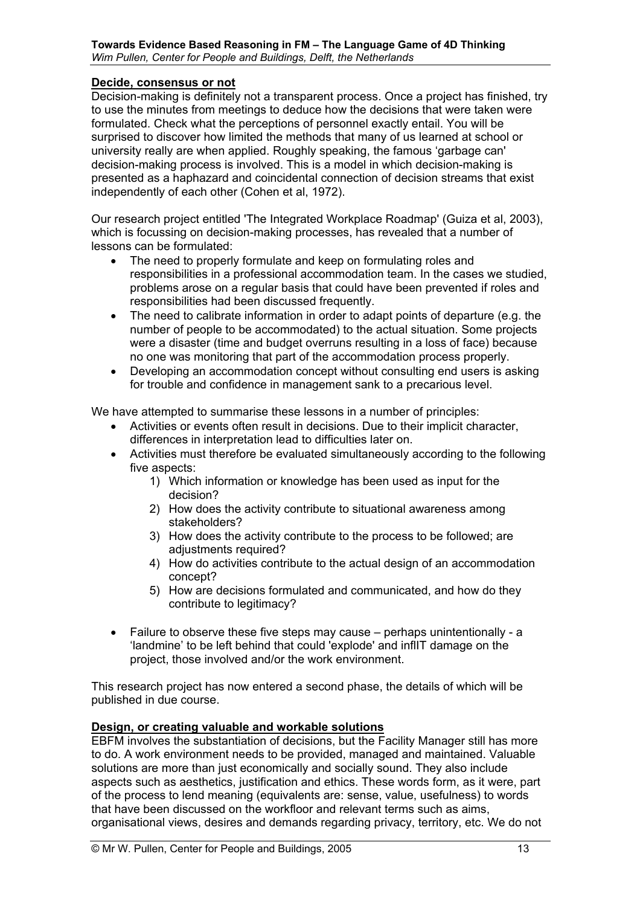**Decide, consensus or not**

Decision-making is definitely not a transparent process. Once a project has finished, try to use the minutes from meetings to deduce how the decisions that were taken were formulated. Check what the perceptions of personnel exactly entail. You will be surprised to discover how limited the methods that many of us learned at school or university really are when applied. Roughly speaking, the famous 'garbage can' decision-making process is involved. This is a model in which decision-making is presented as a haphazard and coincidental connection of decision streams that exist independently of each other (Cohen et al, 1972).

Our research project entitled 'The Integrated Workplace Roadmap' (Guiza et al, 2003), which is focussing on decision-making processes, has revealed that a number of lessons can be formulated:

- The need to properly formulate and keep on formulating roles and responsibilities in a professional accommodation team. In the cases we studied, problems arose on a regular basis that could have been prevented if roles and responsibilities had been discussed frequently.
- The need to calibrate information in order to adapt points of departure (e.g. the number of people to be accommodated) to the actual situation. Some projects were a disaster (time and budget overruns resulting in a loss of face) because no one was monitoring that part of the accommodation process properly.
- Developing an accommodation concept without consulting end users is asking for trouble and confidence in management sank to a precarious level.

We have attempted to summarise these lessons in a number of principles:

- Activities or events often result in decisions. Due to their implicit character, differences in interpretation lead to difficulties later on.
- Activities must therefore be evaluated simultaneously according to the following five aspects:
  1) Which information or knowledge has been used as input for the decision?
  2) How does the activity contribute to situational awareness among stakeholders?
  3) How does the activity contribute to the process to be followed; are adjustments required?
  4) How do activities contribute to the actual design of an accommodation concept?
  5) How are decisions formulated and communicated, and how do they contribute to legitimacy?

- Failure to observe these five steps may cause – perhaps unintentionally - a 'landmine' to be left behind that could 'explode' and inflIT damage on the project, those involved and/or the work environment.

This research project has now entered a second phase, the details of which will be published in due course.

**Design, or creating valuable and workable solutions**

EBFM involves the substantiation of decisions, but the Facility Manager still has more to do. A work environment needs to be provided, managed and maintained. Valuable solutions are more than just economically and socially sound. They also include aspects such as aesthetics, justification and ethics. These words form, as it were, part of the process to lend meaning (equivalents are: sense, value, usefulness) to words that have been discussed on the workfloor and relevant terms such as aims, organisational views, desires and demands regarding privacy, territory, etc. We do not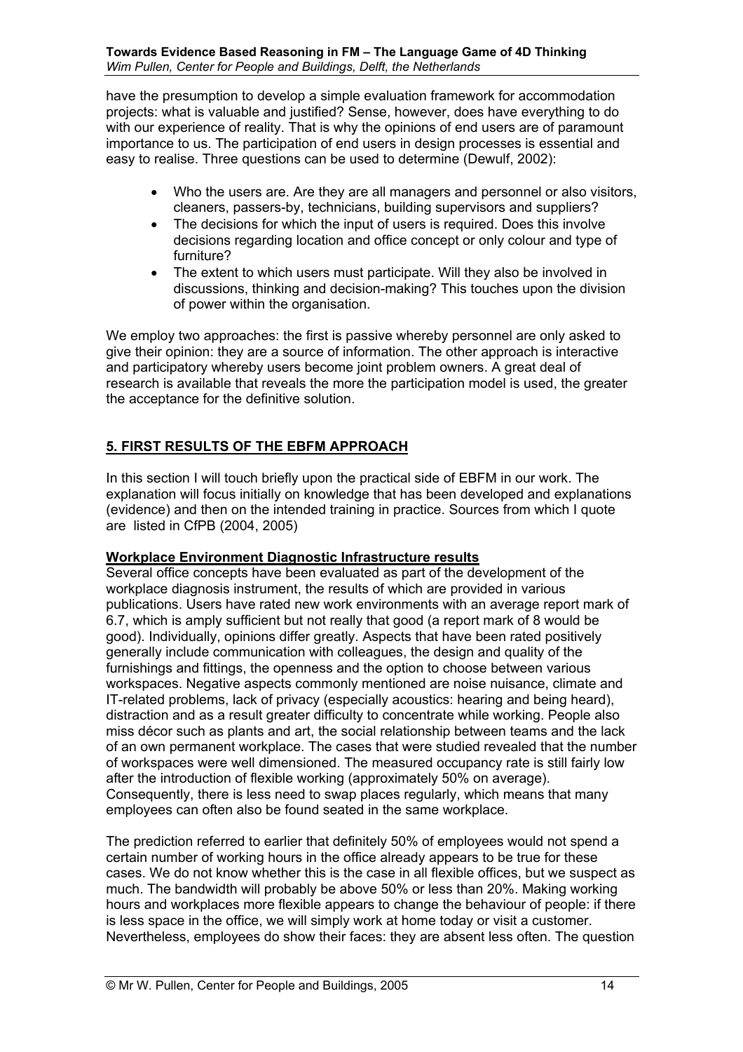have the presumption to develop a simple evaluation framework for accommodation projects: what is valuable and justified? Sense, however, does have everything to do with our experience of reality. That is why the opinions of end users are of paramount importance to us. The participation of end users in design processes is essential and easy to realise. Three questions can be used to determine (Dewulf, 2002):

- Who the users are. Are they are all managers and personnel or also visitors, cleaners, passers-by, technicians, building supervisors and suppliers?
- The decisions for which the input of users is required. Does this involve decisions regarding location and office concept or only colour and type of furniture?
- The extent to which users must participate. Will they also be involved in discussions, thinking and decision-making? This touches upon the division of power within the organisation.

We employ two approaches: the first is passive whereby personnel are only asked to give their opinion: they are a source of information. The other approach is interactive and participatory whereby users become joint problem owners. A great deal of research is available that reveals the more the participation model is used, the greater the acceptance for the definitive solution.

## 5. FIRST RESULTS OF THE EBFM APPROACH

In this section I will touch briefly upon the practical side of EBFM in our work. The explanation will focus initially on knowledge that has been developed and explanations (evidence) and then on the intended training in practice. Sources from which I quote are listed in CfPB (2004, 2005)

### Workplace Environment Diagnostic Infrastructure results

Several office concepts have been evaluated as part of the development of the workplace diagnosis instrument, the results of which are provided in various publications. Users have rated new work environments with an average report mark of 6.7, which is amply sufficient but not really that good (a report mark of 8 would be good). Individually, opinions differ greatly. Aspects that have been rated positively generally include communication with colleagues, the design and quality of the furnishings and fittings, the openness and the option to choose between various workspaces. Negative aspects commonly mentioned are noise nuisance, climate and IT-related problems, lack of privacy (especially acoustics: hearing and being heard), distraction and as a result greater difficulty to concentrate while working. People also miss décor such as plants and art, the social relationship between teams and the lack of an own permanent workplace. The cases that were studied revealed that the number of workspaces were well dimensioned. The measured occupancy rate is still fairly low after the introduction of flexible working (approximately 50% on average). Consequently, there is less need to swap places regularly, which means that many employees can often also be found seated in the same workplace.

The prediction referred to earlier that definitely 50% of employees would not spend a certain number of working hours in the office already appears to be true for these cases. We do not know whether this is the case in all flexible offices, but we suspect as much. The bandwidth will probably be above 50% or less than 20%. Making working hours and workplaces more flexible appears to change the behaviour of people: if there is less space in the office, we will simply work at home today or visit a customer. Nevertheless, employees do show their faces: they are absent less often. The question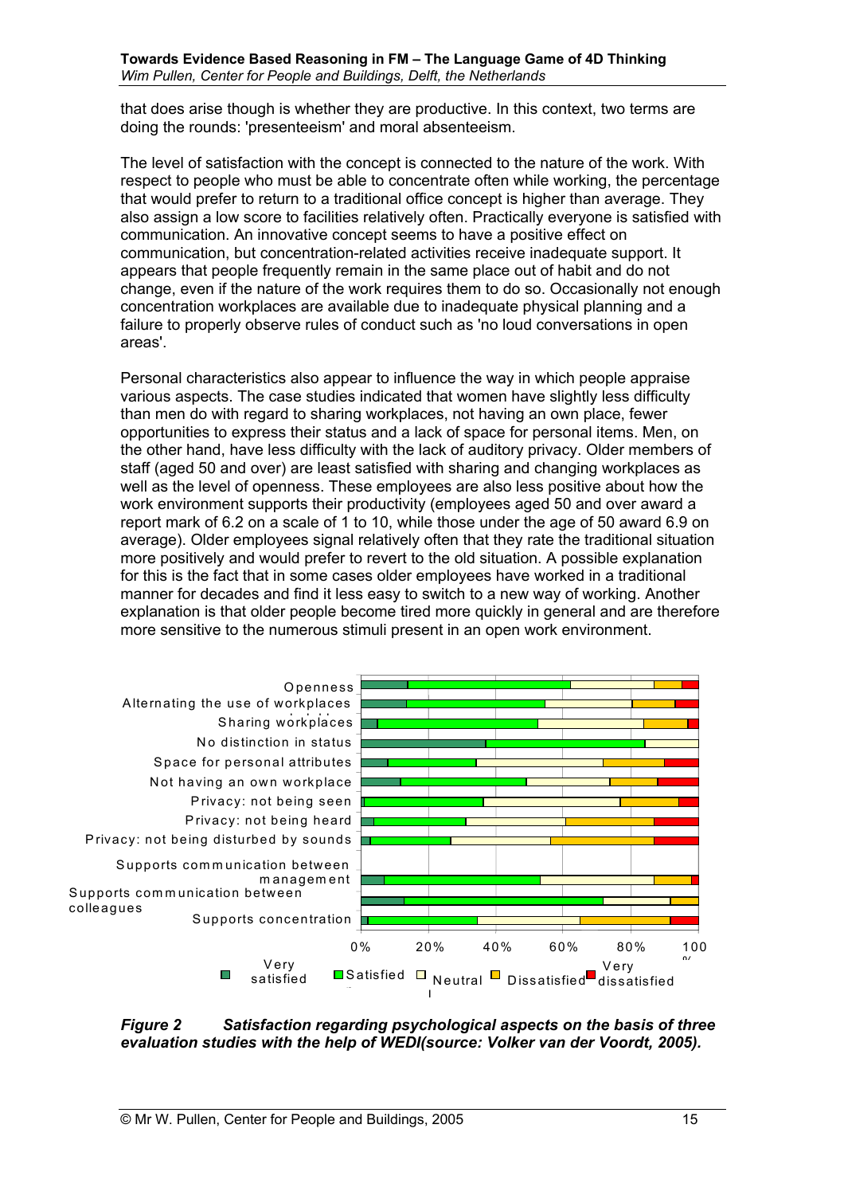that does arise though is whether they are productive. In this context, two terms are doing the rounds: 'presenteeism' and moral absenteeism.

The level of satisfaction with the concept is connected to the nature of the work. With respect to people who must be able to concentrate often while working, the percentage that would prefer to return to a traditional office concept is higher than average. They also assign a low score to facilities relatively often. Practically everyone is satisfied with communication. An innovative concept seems to have a positive effect on communication, but concentration-related activities receive inadequate support. It appears that people frequently remain in the same place out of habit and do not change, even if the nature of the work requires them to do so. Occasionally not enough concentration workplaces are available due to inadequate physical planning and a failure to properly observe rules of conduct such as 'no loud conversations in open areas'.

Personal characteristics also appear to influence the way in which people appraise various aspects. The case studies indicated that women have slightly less difficulty than men do with regard to sharing workplaces, not having an own place, fewer opportunities to express their status and a lack of space for personal items. Men, on the other hand, have less difficulty with the lack of auditory privacy. Older members of staff (aged 50 and over) are least satisfied with sharing and changing workplaces as well as the level of openness. These employees are also less positive about how the work environment supports their productivity (employees aged 50 and over award a report mark of 6.2 on a scale of 1 to 10, while those under the age of 50 award 6.9 on average). Older employees signal relatively often that they rate the traditional situation more positively and would prefer to revert to the old situation. A possible explanation for this is the fact that in some cases older employees have worked in a traditional manner for decades and find it less easy to switch to a new way of working. Another explanation is that older people become tired more quickly in general and are therefore more sensitive to the numerous stimuli present in an open work environment.

***Figure 2 Satisfaction regarding psychological aspects on the basis of three evaluation studies with the help of WEDI(source: Volker van der Voordt, 2005).***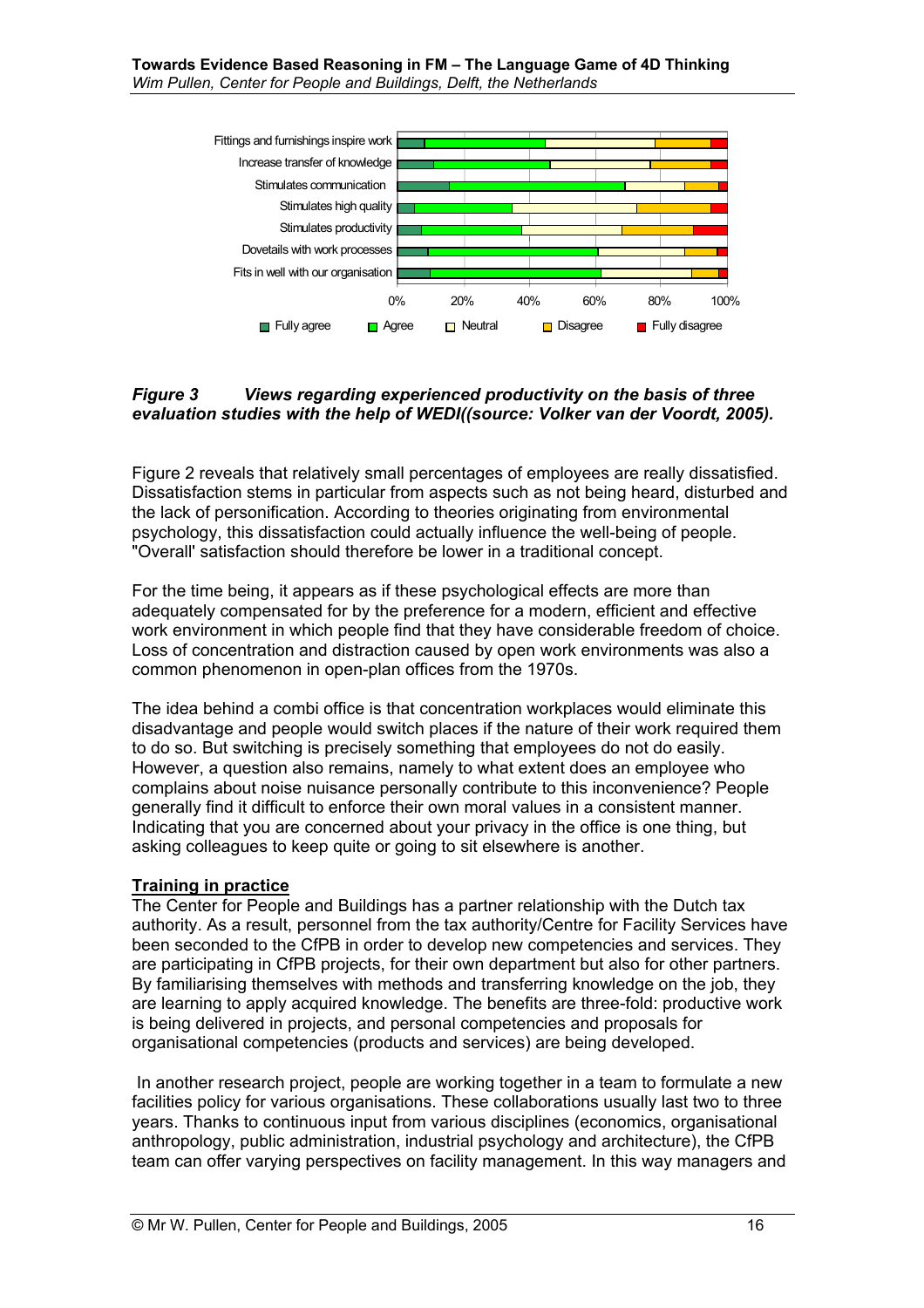*Figure 3 Views regarding experienced productivity on the basis of three evaluation studies with the help of WEDI((source: Volker van der Voordt, 2005).*

Figure 2 reveals that relatively small percentages of employees are really dissatisfied. Dissatisfaction stems in particular from aspects such as not being heard, disturbed and the lack of personification. According to theories originating from environmental psychology, this dissatisfaction could actually influence the well-being of people. "Overall' satisfaction should therefore be lower in a traditional concept.

For the time being, it appears as if these psychological effects are more than adequately compensated for by the preference for a modern, efficient and effective work environment in which people find that they have considerable freedom of choice. Loss of concentration and distraction caused by open work environments was also a common phenomenon in open-plan offices from the 1970s.

The idea behind a combi office is that concentration workplaces would eliminate this disadvantage and people would switch places if the nature of their work required them to do so. But switching is precisely something that employees do not do easily. However, a question also remains, namely to what extent does an employee who complains about noise nuisance personally contribute to this inconvenience? People generally find it difficult to enforce their own moral values in a consistent manner. Indicating that you are concerned about your privacy in the office is one thing, but asking colleagues to keep quite or going to sit elsewhere is another.

## Training in practice

The Center for People and Buildings has a partner relationship with the Dutch tax authority. As a result, personnel from the tax authority/Centre for Facility Services have been seconded to the CfPB in order to develop new competencies and services. They are participating in CfPB projects, for their own department but also for other partners. By familiarising themselves with methods and transferring knowledge on the job, they are learning to apply acquired knowledge. The benefits are three-fold: productive work is being delivered in projects, and personal competencies and proposals for organisational competencies (products and services) are being developed.

In another research project, people are working together in a team to formulate a new facilities policy for various organisations. These collaborations usually last two to three years. Thanks to continuous input from various disciplines (economics, organisational anthropology, public administration, industrial psychology and architecture), the CfPB team can offer varying perspectives on facility management. In this way managers and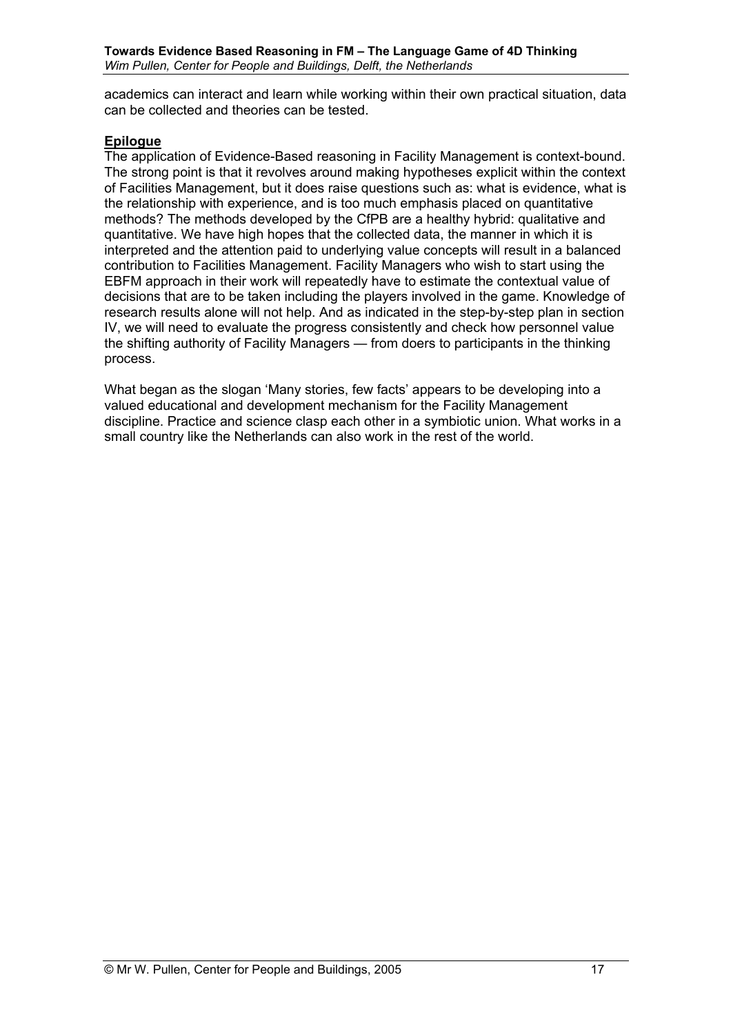academics can interact and learn while working within their own practical situation, data can be collected and theories can be tested.

## Epilogue

The application of Evidence-Based reasoning in Facility Management is context-bound. The strong point is that it revolves around making hypotheses explicit within the context of Facilities Management, but it does raise questions such as: what is evidence, what is the relationship with experience, and is too much emphasis placed on quantitative methods? The methods developed by the CfPB are a healthy hybrid: qualitative and quantitative. We have high hopes that the collected data, the manner in which it is interpreted and the attention paid to underlying value concepts will result in a balanced contribution to Facilities Management. Facility Managers who wish to start using the EBFM approach in their work will repeatedly have to estimate the contextual value of decisions that are to be taken including the players involved in the game. Knowledge of research results alone will not help. And as indicated in the step-by-step plan in section IV, we will need to evaluate the progress consistently and check how personnel value the shifting authority of Facility Managers — from doers to participants in the thinking process.

What began as the slogan 'Many stories, few facts' appears to be developing into a valued educational and development mechanism for the Facility Management discipline. Practice and science clasp each other in a symbiotic union. What works in a small country like the Netherlands can also work in the rest of the world.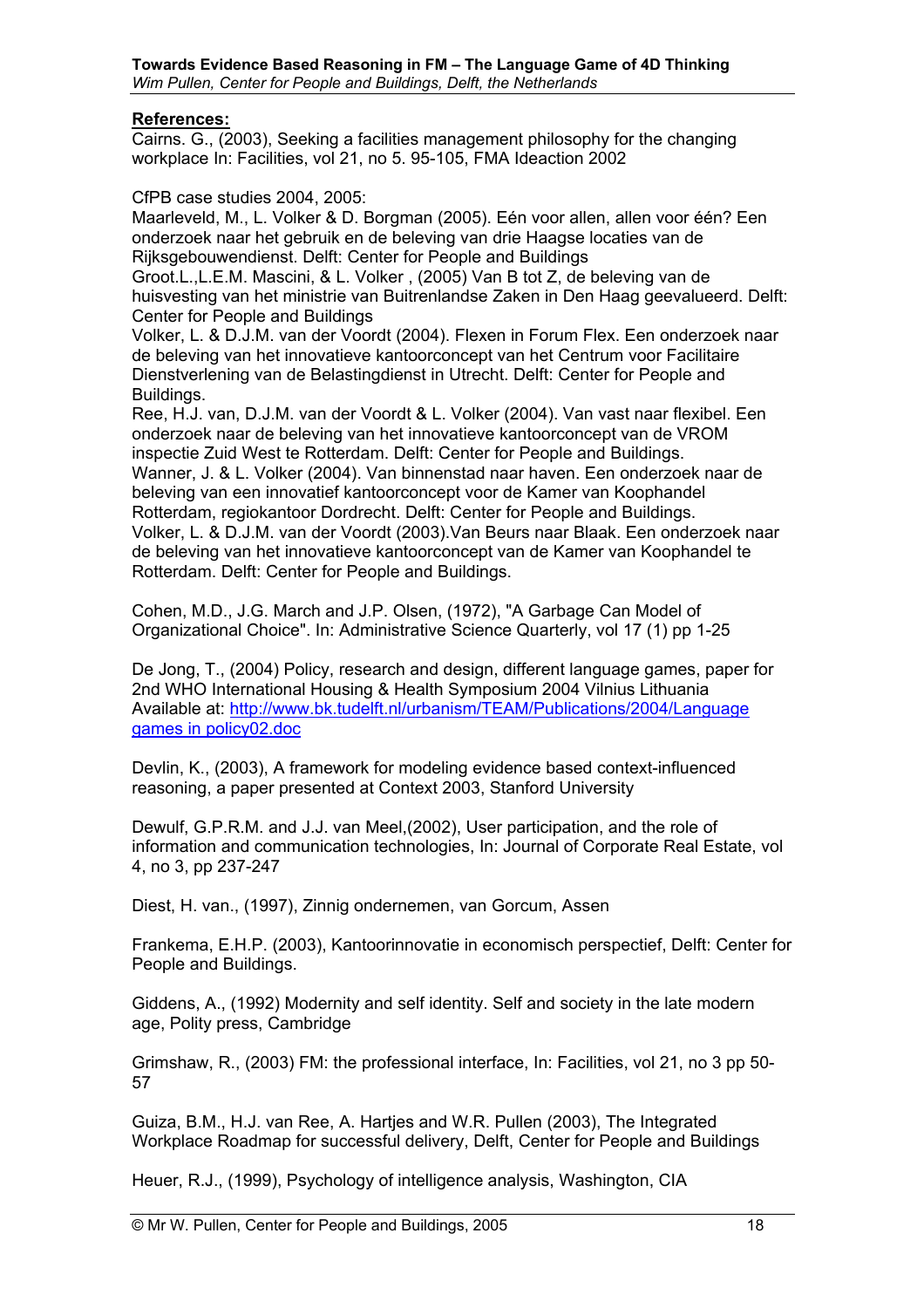**References:**

Cairns. G., (2003), Seeking a facilities management philosophy for the changing workplace In: Facilities, vol 21, no 5. 95-105, FMA Ideaction 2002

CfPB case studies 2004, 2005:
Maarleveld, M., L. Volker & D. Borgman (2005). Eén voor allen, allen voor één? Een onderzoek naar het gebruik en de beleving van drie Haagse locaties van de Rijksgebouwendienst. Delft: Center for People and Buildings
Groot.L.,L.E.M. Mascini, & L. Volker , (2005) Van B tot Z, de beleving van de huisvesting van het ministrie van Buitrenlandse Zaken in Den Haag geevalueerd. Delft: Center for People and Buildings
Volker, L. & D.J.M. van der Voordt (2004). Flexen in Forum Flex. Een onderzoek naar de beleving van het innovatieve kantoorconcept van het Centrum voor Facilitaire Dienstverlening van de Belastingdienst in Utrecht. Delft: Center for People and Buildings.
Ree, H.J. van, D.J.M. van der Voordt & L. Volker (2004). Van vast naar flexibel. Een onderzoek naar de beleving van het innovatieve kantoorconcept van de VROM inspectie Zuid West te Rotterdam. Delft: Center for People and Buildings.
Wanner, J. & L. Volker (2004). Van binnenstad naar haven. Een onderzoek naar de beleving van een innovatief kantoorconcept voor de Kamer van Koophandel Rotterdam, regiokantoor Dordrecht. Delft: Center for People and Buildings.
Volker, L. & D.J.M. van der Voordt (2003).Van Beurs naar Blaak. Een onderzoek naar de beleving van het innovatieve kantoorconcept van de Kamer van Koophandel te Rotterdam. Delft: Center for People and Buildings.

Cohen, M.D., J.G. March and J.P. Olsen, (1972), "A Garbage Can Model of Organizational Choice". In: Administrative Science Quarterly, vol 17 (1) pp 1-25

De Jong, T., (2004) Policy, research and design, different language games, paper for 2nd WHO International Housing & Health Symposium 2004 Vilnius Lithuania Available at: http://www.bk.tudelft.nl/urbanism/TEAM/Publications/2004/Language games in policy02.doc

Devlin, K., (2003), A framework for modeling evidence based context-influenced reasoning, a paper presented at Context 2003, Stanford University

Dewulf, G.P.R.M. and J.J. van Meel,(2002), User participation, and the role of information and communication technologies, In: Journal of Corporate Real Estate, vol 4, no 3, pp 237-247

Diest, H. van., (1997), Zinnig ondernemen, van Gorcum, Assen

Frankema, E.H.P. (2003), Kantoorinnovatie in economisch perspectief, Delft: Center for People and Buildings.

Giddens, A., (1992) Modernity and self identity. Self and society in the late modern age, Polity press, Cambridge

Grimshaw, R., (2003) FM: the professional interface, In: Facilities, vol 21, no 3 pp 50-57

Guiza, B.M., H.J. van Ree, A. Hartjes and W.R. Pullen (2003), The Integrated Workplace Roadmap for successful delivery, Delft, Center for People and Buildings

Heuer, R.J., (1999), Psychology of intelligence analysis, Washington, CIA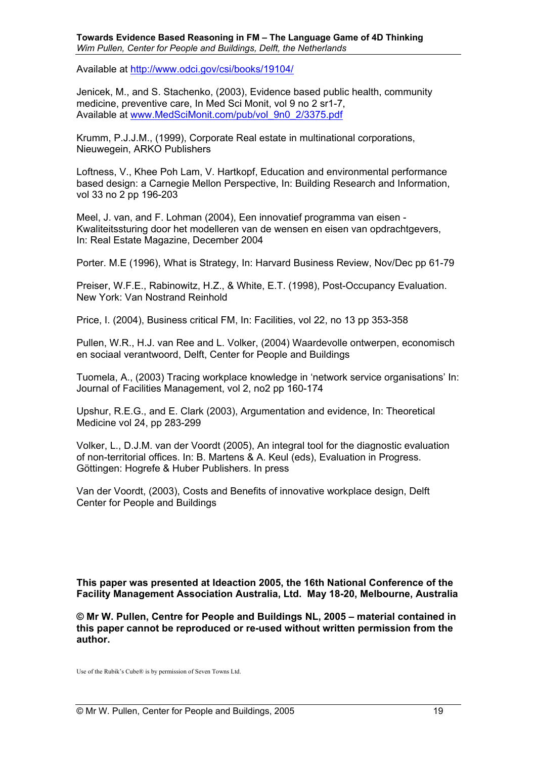Available at http://www.odci.gov/csi/books/19104/

Jenicek, M., and S. Stachenko, (2003), Evidence based public health, community medicine, preventive care, In Med Sci Monit, vol 9 no 2 sr1-7, Available at www.MedSciMonit.com/pub/vol_9n0_2/3375.pdf

Krumm, P.J.J.M., (1999), Corporate Real estate in multinational corporations, Nieuwegein, ARKO Publishers

Loftness, V., Khee Poh Lam, V. Hartkopf, Education and environmental performance based design: a Carnegie Mellon Perspective, In: Building Research and Information, vol 33 no 2 pp 196-203

Meel, J. van, and F. Lohman (2004), Een innovatief programma van eisen - Kwaliteitssturing door het modelleren van de wensen en eisen van opdrachtgevers, In: Real Estate Magazine, December 2004

Porter. M.E (1996), What is Strategy, In: Harvard Business Review, Nov/Dec pp 61-79

Preiser, W.F.E., Rabinowitz, H.Z., & White, E.T. (1998), Post-Occupancy Evaluation. New York: Van Nostrand Reinhold

Price, I. (2004), Business critical FM, In: Facilities, vol 22, no 13 pp 353-358

Pullen, W.R., H.J. van Ree and L. Volker, (2004) Waardevolle ontwerpen, economisch en sociaal verantwoord, Delft, Center for People and Buildings

Tuomela, A., (2003) Tracing workplace knowledge in 'network service organisations' In: Journal of Facilities Management, vol 2, no2 pp 160-174

Upshur, R.E.G., and E. Clark (2003), Argumentation and evidence, In: Theoretical Medicine vol 24, pp 283-299

Volker, L., D.J.M. van der Voordt (2005), An integral tool for the diagnostic evaluation of non-territorial offices. In: B. Martens & A. Keul (eds), Evaluation in Progress. Göttingen: Hogrefe & Huber Publishers. In press

Van der Voordt, (2003), Costs and Benefits of innovative workplace design, Delft Center for People and Buildings

**This paper was presented at Ideaction 2005, the 16th National Conference of the Facility Management Association Australia, Ltd. May 18-20, Melbourne, Australia**

**© Mr W. Pullen, Centre for People and Buildings NL, 2005 – material contained in this paper cannot be reproduced or re-used without written permission from the author.**

Use of the Rubik's Cube® is by permission of Seven Towns Ltd.